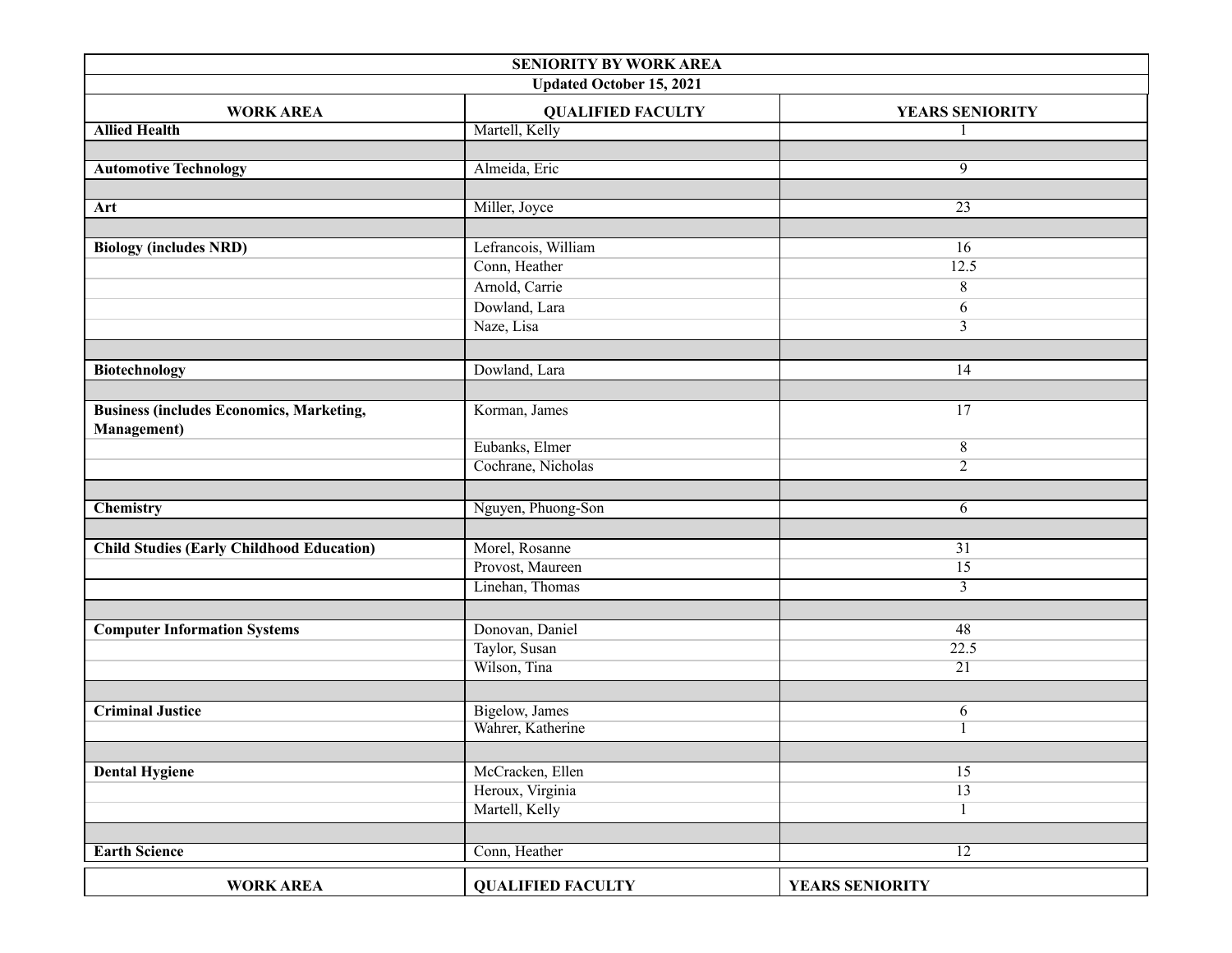**SENIORITY BY WORK AREA**

**Updated October 15, 2021**

| WORK AREA | QUALIFIED FACULTY | YEARS SENIORITY |
|---|---|---|
| **Allied Health** | Martell, Kelly | 1 |
| | | |
| **Automotive Technology** | Almeida, Eric | 9 |
| | | |
| **Art** | Miller, Joyce | 23 |
| | | |
| **Biology (includes NRD)** | Lefrancois, William | 16 |
| | Conn, Heather | 12.5 |
| | Arnold, Carrie | 8 |
| | Dowland, Lara | 6 |
| | Naze, Lisa | 3 |
| | | |
| **Biotechnology** | Dowland, Lara | 14 |
| | | |
| **Business (includes Economics, Marketing, Management)** | Korman, James | 17 |
| | Eubanks, Elmer | 8 |
| | Cochrane, Nicholas | 2 |
| | | |
| **Chemistry** | Nguyen, Phuong-Son | 6 |
| | | |
| **Child Studies (Early Childhood Education)** | Morel, Rosanne | 31 |
| | Provost, Maureen | 15 |
| | Linehan, Thomas | 3 |
| | | |
| **Computer Information Systems** | Donovan, Daniel | 48 |
| | Taylor, Susan | 22.5 |
| | Wilson, Tina | 21 |
| | | |
| **Criminal Justice** | Bigelow, James | 6 |
| | Wahrer, Katherine | 1 |
| | | |
| **Dental Hygiene** | McCracken, Ellen | 15 |
| | Heroux, Virginia | 13 |
| | Martell, Kelly | 1 |
| | | |
| **Earth Science** | Conn, Heather | 12 |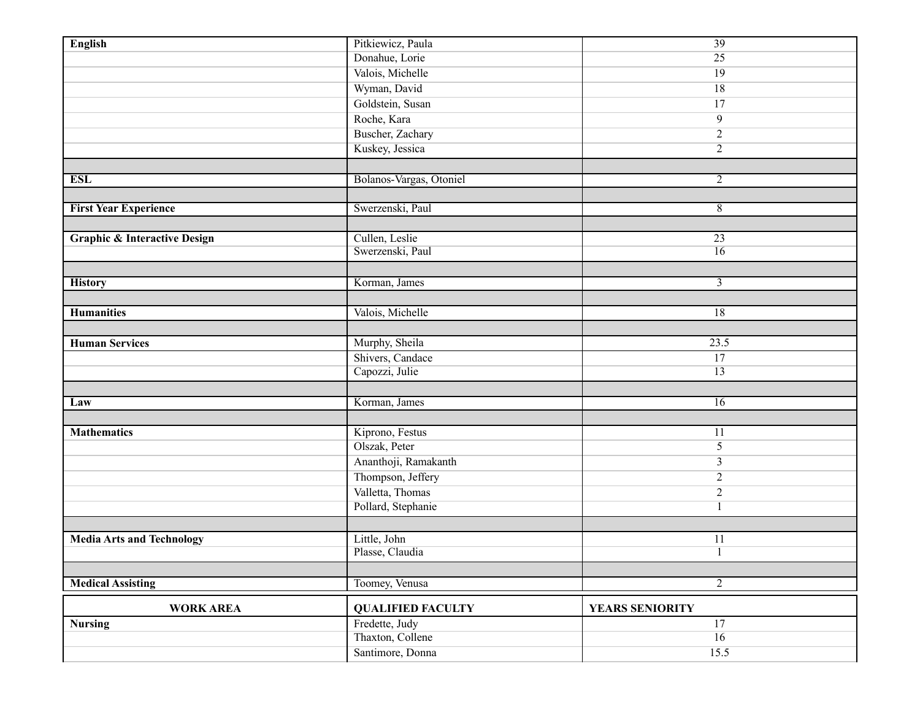| WORK AREA | QUALIFIED FACULTY | YEARS SENIORITY |
| --- | --- | --- |
| **English** | Pitkiewicz, Paula | 39 |
| | Donahue, Lorie | 25 |
| | Valois, Michelle | 19 |
| | Wyman, David | 18 |
| | Goldstein, Susan | 17 |
| | Roche, Kara | 9 |
| | Buscher, Zachary | 2 |
| | Kuskey, Jessica | 2 |
| | | |
| **ESL** | Bolanos-Vargas, Otoniel | 2 |
| | | |
| **First Year Experience** | Swerzenski, Paul | 8 |
| | | |
| **Graphic & Interactive Design** | Cullen, Leslie | 23 |
| | Swerzenski, Paul | 16 |
| | | |
| **History** | Korman, James | 3 |
| | | |
| **Humanities** | Valois, Michelle | 18 |
| | | |
| **Human Services** | Murphy, Sheila | 23.5 |
| | Shivers, Candace | 17 |
| | Capozzi, Julie | 13 |
| | | |
| **Law** | Korman, James | 16 |
| | | |
| **Mathematics** | Kiprono, Festus | 11 |
| | Olszak, Peter | 5 |
| | Ananthoji, Ramakanth | 3 |
| | Thompson, Jeffery | 2 |
| | Valletta, Thomas | 2 |
| | Pollard, Stephanie | 1 |
| | | |
| **Media Arts and Technology** | Little, John | 11 |
| | Plasse, Claudia | 1 |
| | | |
| **Medical Assisting** | Toomey, Venusa | 2 |
| **Nursing** | Fredette, Judy | 17 |
| | Thaxton, Collene | 16 |
| | Santimore, Donna | 15.5 |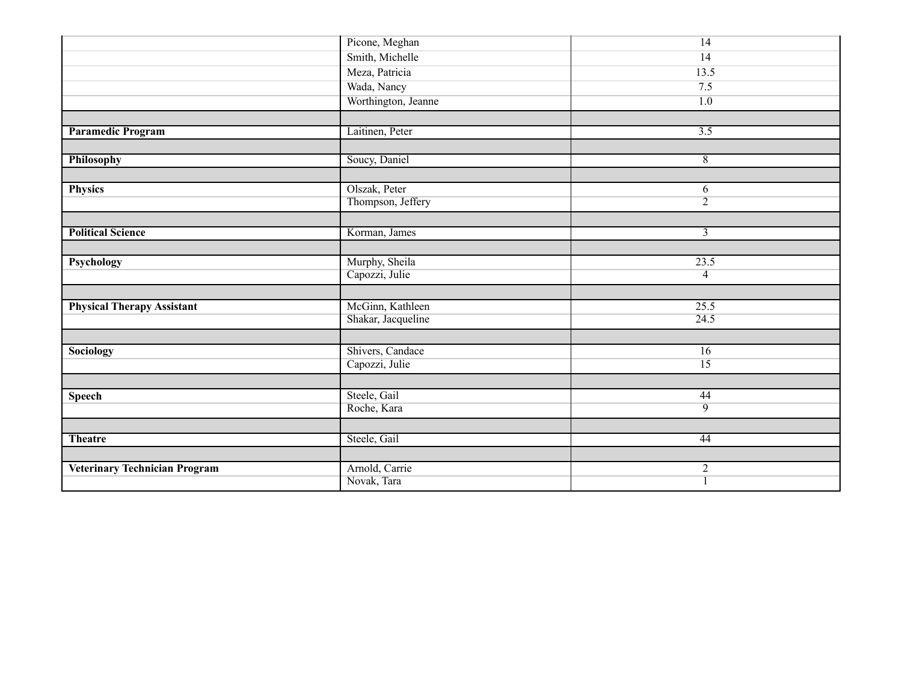| | | |
|---|---|---|
| | Picone, Meghan | 14 |
| | Smith, Michelle | 14 |
| | Meza, Patricia | 13.5 |
| | Wada, Nancy | 7.5 |
| | Worthington, Jeanne | 1.0 |
| | | |
| **Paramedic Program** | Laitinen, Peter | 3.5 |
| | | |
| **Philosophy** | Soucy, Daniel | 8 |
| | | |
| **Physics** | Olszak, Peter | 6 |
| | Thompson, Jeffery | 2 |
| | | |
| **Political Science** | Korman, James | 3 |
| | | |
| **Psychology** | Murphy, Sheila | 23.5 |
| | Capozzi, Julie | 4 |
| | | |
| **Physical Therapy Assistant** | McGinn, Kathleen | 25.5 |
| | Shakar, Jacqueline | 24.5 |
| | | |
| **Sociology** | Shivers, Candace | 16 |
| | Capozzi, Julie | 15 |
| | | |
| **Speech** | Steele, Gail | 44 |
| | Roche, Kara | 9 |
| | | |
| **Theatre** | Steele, Gail | 44 |
| | | |
| **Veterinary Technician Program** | Arnold, Carrie | 2 |
| | Novak, Tara | 1 |